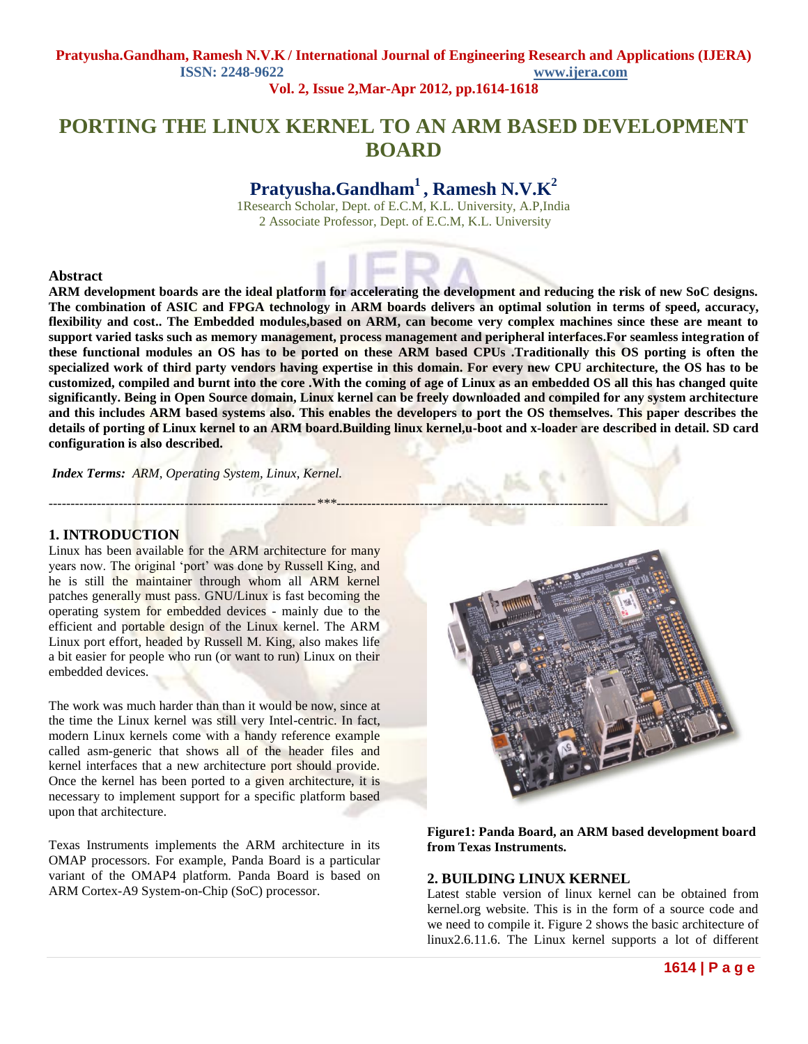# PORTING THE LINUX KERNEL TO AN ARM BASED DEVELOPMENT BOARD

## Pratyusha.Gandham[1] , Ramesh N.V.K[2]

1Research Scholar, Dept. of E.C.M, K.L. University, A.P,India
2 Associate Professor, Dept. of E.C.M, K.L. University

### Abstract

**ARM development boards are the ideal platform for accelerating the development and reducing the risk of new SoC designs. The combination of ASIC and FPGA technology in ARM boards delivers an optimal solution in terms of speed, accuracy, flexibility and cost.. The Embedded modules,based on ARM, can become very complex machines since these are meant to support varied tasks such as memory management, process management and peripheral interfaces.For seamless integration of these functional modules an OS has to be ported on these ARM based CPUs .Traditionally this OS porting is often the specialized work of third party vendors having expertise in this domain. For every new CPU architecture, the OS has to be customized, compiled and burnt into the core .With the coming of age of Linux as an embedded OS all this has changed quite significantly. Being in Open Source domain, Linux kernel can be freely downloaded and compiled for any system architecture and this includes ARM based systems also. This enables the developers to port the OS themselves. This paper describes the details of porting of Linux kernel to an ARM board.Building linux kernel,u-boot and x-loader are described in detail. SD card configuration is also described.**

***Index Terms:*** *ARM, Operating System, Linux, Kernel.*

---

## 1. INTRODUCTION

Linux has been available for the ARM architecture for many years now. The original 'port' was done by Russell King, and he is still the maintainer through whom all ARM kernel patches generally must pass. GNU/Linux is fast becoming the operating system for embedded devices - mainly due to the efficient and portable design of the Linux kernel. The ARM Linux port effort, headed by Russell M. King, also makes life a bit easier for people who run (or want to run) Linux on their embedded devices.

The work was much harder than than it would be now, since at the time the Linux kernel was still very Intel-centric. In fact, modern Linux kernels come with a handy reference example called asm-generic that shows all of the header files and kernel interfaces that a new architecture port should provide. Once the kernel has been ported to a given architecture, it is necessary to implement support for a specific platform based upon that architecture.

Texas Instruments implements the ARM architecture in its OMAP processors. For example, Panda Board is a particular variant of the OMAP4 platform. Panda Board is based on ARM Cortex-A9 System-on-Chip (SoC) processor.

**Figure1: Panda Board, an ARM based development board from Texas Instruments.**

## 2. BUILDING LINUX KERNEL

Latest stable version of linux kernel can be obtained from kernel.org website. This is in the form of a source code and we need to compile it. Figure 2 shows the basic architecture of linux2.6.11.6. The Linux kernel supports a lot of different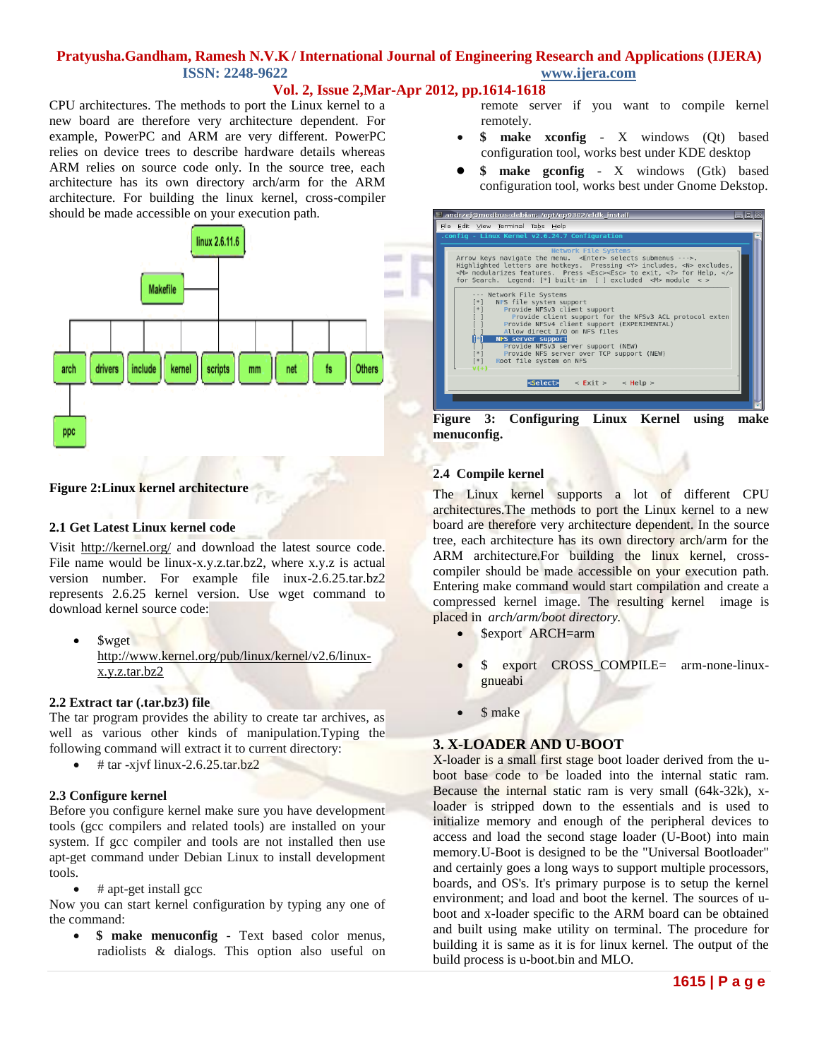CPU architectures. The methods to port the Linux kernel to a new board are therefore very architecture dependent. For example, PowerPC and ARM are very different. PowerPC relies on device trees to describe hardware details whereas ARM relies on source code only. In the source tree, each architecture has its own directory arch/arm for the ARM architecture. For building the linux kernel, cross-compiler should be made accessible on your execution path.

**Figure 2:Linux kernel architecture**

### 2.1 Get Latest Linux kernel code

Visit http://kernel.org/ and download the latest source code. File name would be linux-x.y.z.tar.bz2, where x.y.z is actual version number. For example file inux-2.6.25.tar.bz2 represents 2.6.25 kernel version. Use wget command to download kernel source code:

- $wget http://www.kernel.org/pub/linux/kernel/v2.6/linux-x.y.z.tar.bz2

### 2.2 Extract tar (.tar.bz3) file

The tar program provides the ability to create tar archives, as well as various other kinds of manipulation.Typing the following command will extract it to current directory:

- # tar -xjvf linux-2.6.25.tar.bz2

### 2.3 Configure kernel

Before you configure kernel make sure you have development tools (gcc compilers and related tools) are installed on your system. If gcc compiler and tools are not installed then use apt-get command under Debian Linux to install development tools.

- # apt-get install gcc

Now you can start kernel configuration by typing any one of the command:

- **$ make menuconfig** - Text based color menus, radiolists & dialogs. This option also useful on remote server if you want to compile kernel remotely.
- **$ make xconfig** - X windows (Qt) based configuration tool, works best under KDE desktop
- **$ make gconfig** - X windows (Gtk) based configuration tool, works best under Gnome Dekstop.

**Figure 3: Configuring Linux Kernel using make menuconfig.**

### 2.4 Compile kernel

The Linux kernel supports a lot of different CPU architectures.The methods to port the Linux kernel to a new board are therefore very architecture dependent. In the source tree, each architecture has its own directory arch/arm for the ARM architecture.For building the linux kernel, cross-compiler should be made accessible on your execution path. Entering make command would start compilation and create a compressed kernel image. The resulting kernel image is placed in *arch/arm/boot directory.*

- $export ARCH=arm
- $ export CROSS_COMPILE= arm-none-linux-gnueabi
- $ make

## 3. X-LOADER AND U-BOOT

X-loader is a small first stage boot loader derived from the u-boot base code to be loaded into the internal static ram. Because the internal static ram is very small (64k-32k), x-loader is stripped down to the essentials and is used to initialize memory and enough of the peripheral devices to access and load the second stage loader (U-Boot) into main memory.U-Boot is designed to be the "Universal Bootloader" and certainly goes a long ways to support multiple processors, boards, and OS's. It's primary purpose is to setup the kernel environment; and load and boot the kernel. The sources of u-boot and x-loader specific to the ARM board can be obtained and built using make utility on terminal. The procedure for building it is same as it is for linux kernel. The output of the build process is u-boot.bin and MLO.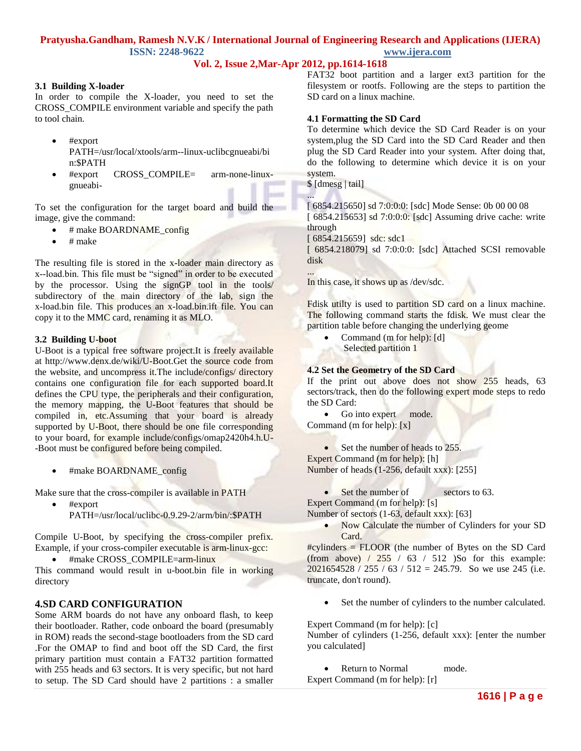### 3.1 Building X-loader

In order to compile the X-loader, you need to set the CROSS_COMPILE environment variable and specify the path to tool chain.

- #export PATH=/usr/local/xtools/arm--linux-uclibcgnueabi/bin:$PATH
- #export CROSS_COMPILE= arm-none-linux-gnueabi-

To set the configuration for the target board and build the image, give the command:

- # make BOARDNAME_config
- # make

The resulting file is stored in the x-loader main directory as x--load.bin. This file must be "signed" in order to be executed by the processor. Using the signGP tool in the tools/ subdirectory of the main directory of the lab, sign the x-load.bin file. This produces an x-load.bin.ift file. You can copy it to the MMC card, renaming it as MLO.

### 3.2 Building U-boot

U-Boot is a typical free software project.It is freely available at http://www.denx.de/wiki/U-Boot.Get the source code from the website, and uncompress it.The include/configs/ directory contains one configuration file for each supported board.It defines the CPU type, the peripherals and their configuration, the memory mapping, the U-Boot features that should be compiled in, etc.Assuming that your board is already supported by U-Boot, there should be one file corresponding to your board, for example include/configs/omap2420h4.h.U--Boot must be configured before being compiled.

- #make BOARDNAME_config

Make sure that the cross-compiler is available in PATH

- #export PATH=/usr/local/uclibc-0.9.29-2/arm/bin/:$PATH

Compile U-Boot, by specifying the cross-compiler prefix. Example, if your cross-compiler executable is arm-linux-gcc:

- #make CROSS_COMPILE=arm-linux

This command would result in u-boot.bin file in working directory

## 4.SD CARD CONFIGURATION

Some ARM boards do not have any onboard flash, to keep their bootloader. Rather, code onboard the board (presumably in ROM) reads the second-stage bootloaders from the SD card .For the OMAP to find and boot off the SD Card, the first primary partition must contain a FAT32 partition formatted with 255 heads and 63 sectors. It is very specific, but not hard to setup. The SD Card should have 2 partitions : a smaller FAT32 boot partition and a larger ext3 partition for the filesystem or rootfs. Following are the steps to partition the SD card on a linux machine.

### 4.1 Formatting the SD Card

To determine which device the SD Card Reader is on your system,plug the SD Card into the SD Card Reader and then plug the SD Card Reader into your system. After doing that, do the following to determine which device it is on your system.

$ [dmesg | tail]

...

[ 6854.215650] sd 7:0:0:0: [sdc] Mode Sense: 0b 00 00 08

[ 6854.215653] sd 7:0:0:0: [sdc] Assuming drive cache: write through

[ 6854.215659] sdc: sdc1

[ 6854.218079] sd 7:0:0:0: [sdc] Attached SCSI removable disk

...

In this case, it shows up as /dev/sdc.

Fdisk utility is used to partition SD card on a linux machine. The following command starts the fdisk. We must clear the partition table before changing the underlying geome

- Command (m for help): [d]
  Selected partition 1

### 4.2 Set the Geometry of the SD Card

If the print out above does not show 255 heads, 63 sectors/track, then do the following expert mode steps to redo the SD Card:

- Go into expert mode.

Command (m for help): [x]

- Set the number of heads to 255.

Expert Command (m for help): [h]

Number of heads (1-256, default xxx): [255]

- Set the number of sectors to 63.

Expert Command (m for help): [s]

Number of sectors (1-63, default xxx): [63]

- Now Calculate the number of Cylinders for your SD Card.

#cylinders = FLOOR (the number of Bytes on the SD Card (from above) / 255 / 63 / 512 )So for this example: 2021654528 / 255 / 63 / 512 = 245.79. So we use 245 (i.e. truncate, don't round).

- Set the number of cylinders to the number calculated.

Expert Command (m for help): [c]

Number of cylinders (1-256, default xxx): [enter the number you calculated]

- Return to Normal mode.

Expert Command (m for help): [r]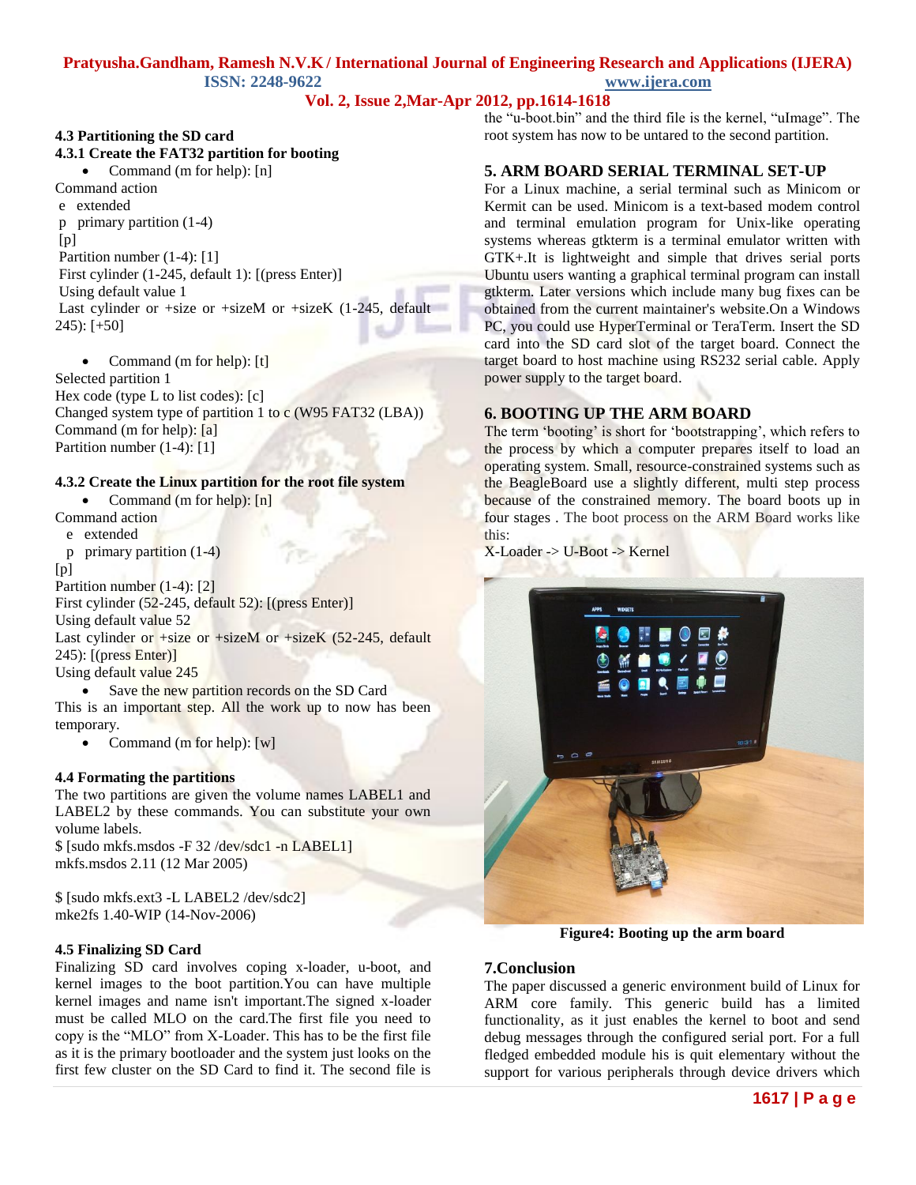### 4.3 Partitioning the SD card

#### 4.3.1 Create the FAT32 partition for booting

- Command (m for help): [n]

Command action
 e extended
 p primary partition (1-4)
 [p]
 Partition number (1-4): [1]
 First cylinder (1-245, default 1): [(press Enter)]
 Using default value 1
 Last cylinder or +size or +sizeM or +sizeK (1-245, default 245): [+50]

- Command (m for help): [t]

Selected partition 1
Hex code (type L to list codes): [c]
Changed system type of partition 1 to c (W95 FAT32 (LBA))
Command (m for help): [a]
Partition number (1-4): [1]

#### 4.3.2 Create the Linux partition for the root file system

- Command (m for help): [n]

Command action
 e extended
 p primary partition (1-4)
[p]
Partition number (1-4): [2]
First cylinder (52-245, default 52): [(press Enter)]
Using default value 52
Last cylinder or +size or +sizeM or +sizeK (52-245, default 245): [(press Enter)]
Using default value 245

- Save the new partition records on the SD Card

This is an important step. All the work up to now has been temporary.

- Command (m for help): [w]

### 4.4 Formating the partitions

The two partitions are given the volume names LABEL1 and LABEL2 by these commands. You can substitute your own volume labels.
$ [sudo mkfs.msdos -F 32 /dev/sdc1 -n LABEL1]
mkfs.msdos 2.11 (12 Mar 2005)

$ [sudo mkfs.ext3 -L LABEL2 /dev/sdc2]
mke2fs 1.40-WIP (14-Nov-2006)

### 4.5 Finalizing SD Card

Finalizing SD card involves coping x-loader, u-boot, and kernel images to the boot partition.You can have multiple kernel images and name isn't important.The signed x-loader must be called MLO on the card.The first file you need to copy is the "MLO" from X-Loader. This has to be the first file as it is the primary bootloader and the system just looks on the first few cluster on the SD Card to find it. The second file is the "u-boot.bin" and the third file is the kernel, "uImage". The root system has now to be untared to the second partition.

## 5. ARM BOARD SERIAL TERMINAL SET-UP

For a Linux machine, a serial terminal such as Minicom or Kermit can be used. Minicom is a text-based modem control and terminal emulation program for Unix-like operating systems whereas gtkterm is a terminal emulator written with GTK+.It is lightweight and simple that drives serial ports Ubuntu users wanting a graphical terminal program can install gtkterm. Later versions which include many bug fixes can be obtained from the current maintainer's website.On a Windows PC, you could use HyperTerminal or TeraTerm. Insert the SD card into the SD card slot of the target board. Connect the target board to host machine using RS232 serial cable. Apply power supply to the target board.

## 6. BOOTING UP THE ARM BOARD

The term 'booting' is short for 'bootstrapping', which refers to the process by which a computer prepares itself to load an operating system. Small, resource-constrained systems such as the BeagleBoard use a slightly different, multi step process because of the constrained memory. The board boots up in four stages . The boot process on the ARM Board works like this:
X-Loader -> U-Boot -> Kernel

**Figure4: Booting up the arm board**

## 7.Conclusion

The paper discussed a generic environment build of Linux for ARM core family. This generic build has a limited functionality, as it just enables the kernel to boot and send debug messages through the configured serial port. For a full fledged embedded module his is quit elementary without the support for various peripherals through device drivers which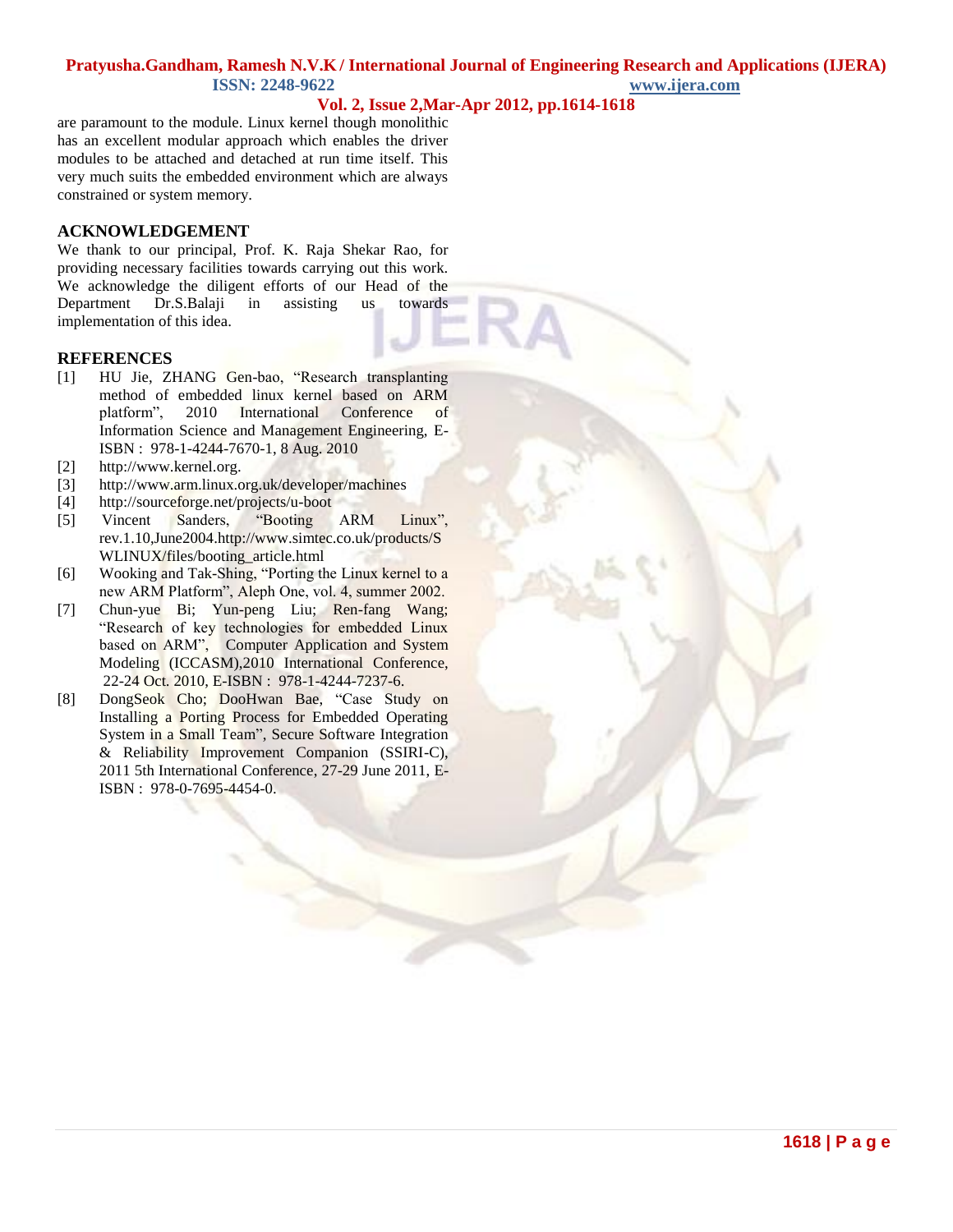are paramount to the module. Linux kernel though monolithic has an excellent modular approach which enables the driver modules to be attached and detached at run time itself. This very much suits the embedded environment which are always constrained or system memory.

## ACKNOWLEDGEMENT

We thank to our principal, Prof. K. Raja Shekar Rao, for providing necessary facilities towards carrying out this work. We acknowledge the diligent efforts of our Head of the Department Dr.S.Balaji in assisting us towards implementation of this idea.

## REFERENCES

[1] HU Jie, ZHANG Gen-bao, "Research transplanting method of embedded linux kernel based on ARM platform", 2010 International Conference of Information Science and Management Engineering, E-ISBN : 978-1-4244-7670-1, 8 Aug. 2010

[2] http://www.kernel.org.

[3] http://www.arm.linux.org.uk/developer/machines

[4] http://sourceforge.net/projects/u-boot

[5] Vincent Sanders, "Booting ARM Linux", rev.1.10,June2004.http://www.simtec.co.uk/products/SWLINUX/files/booting_article.html

[6] Wooking and Tak-Shing, "Porting the Linux kernel to a new ARM Platform", Aleph One, vol. 4, summer 2002.

[7] Chun-yue Bi; Yun-peng Liu; Ren-fang Wang; "Research of key technologies for embedded Linux based on ARM", Computer Application and System Modeling (ICCASM),2010 International Conference, 22-24 Oct. 2010, E-ISBN : 978-1-4244-7237-6.

[8] DongSeok Cho; DooHwan Bae, "Case Study on Installing a Porting Process for Embedded Operating System in a Small Team", Secure Software Integration & Reliability Improvement Companion (SSIRI-C), 2011 5th International Conference, 27-29 June 2011, E-ISBN : 978-0-7695-4454-0.